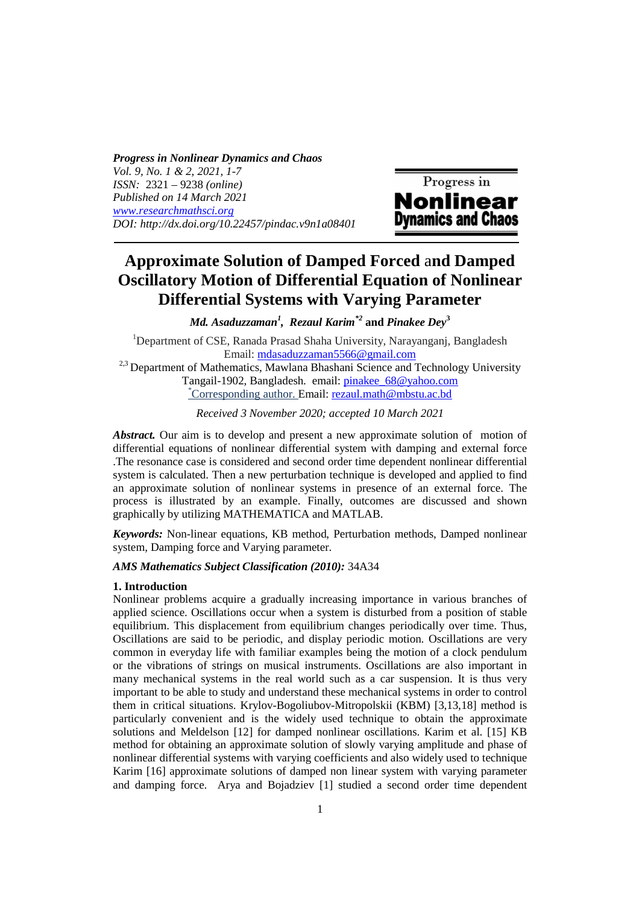*Progress in Nonlinear Dynamics and Chaos*
*Vol. 9, No. 1 & 2, 2021, 1-7*
*ISSN:* 2321 – 9238 *(online)*
*Published on 14 March 2021*
*www.researchmathsci.org*
*DOI: http://dx.doi.org/10.22457/pindac.v9n1a08401*

# Approximate Solution of Damped Forced and Damped Oscillatory Motion of Differential Equation of Nonlinear Differential Systems with Varying Parameter

***Md. Asaduzzaman[1], Rezaul Karim[*2]*** **and** ***Pinakee Dey[3]***

[1]Department of CSE, Ranada Prasad Shaha University, Narayanganj, Bangladesh
Email: mdasaduzzaman5566@gmail.com
[2,3] Department of Mathematics, Mawlana Bhashani Science and Technology University
Tangail-1902, Bangladesh. email: pinakee_68@yahoo.com
[*]Corresponding author. Email: rezaul.math@mbstu.ac.bd

*Received 3 November 2020; accepted 10 March 2021*

***Abstract.*** Our aim is to develop and present a new approximate solution of motion of differential equations of nonlinear differential system with damping and external force .The resonance case is considered and second order time dependent nonlinear differential system is calculated. Then a new perturbation technique is developed and applied to find an approximate solution of nonlinear systems in presence of an external force. The process is illustrated by an example. Finally, outcomes are discussed and shown graphically by utilizing MATHEMATICA and MATLAB.

***Keywords:*** Non-linear equations, KB method, Perturbation methods, Damped nonlinear system, Damping force and Varying parameter.

***AMS Mathematics Subject Classification (2010):*** 34A34

## 1. Introduction

Nonlinear problems acquire a gradually increasing importance in various branches of applied science. Oscillations occur when a system is disturbed from a position of stable equilibrium. This displacement from equilibrium changes periodically over time. Thus, Oscillations are said to be periodic, and display periodic motion. Oscillations are very common in everyday life with familiar examples being the motion of a clock pendulum or the vibrations of strings on musical instruments. Oscillations are also important in many mechanical systems in the real world such as a car suspension. It is thus very important to be able to study and understand these mechanical systems in order to control them in critical situations. Krylov-Bogoliubov-Mitropolskii (KBM) [3,13,18] method is particularly convenient and is the widely used technique to obtain the approximate solutions and Meldelson [12] for damped nonlinear oscillations. Karim et al. [15] KB method for obtaining an approximate solution of slowly varying amplitude and phase of nonlinear differential systems with varying coefficients and also widely used to technique Karim [16] approximate solutions of damped non linear system with varying parameter and damping force. Arya and Bojadziev [1] studied a second order time dependent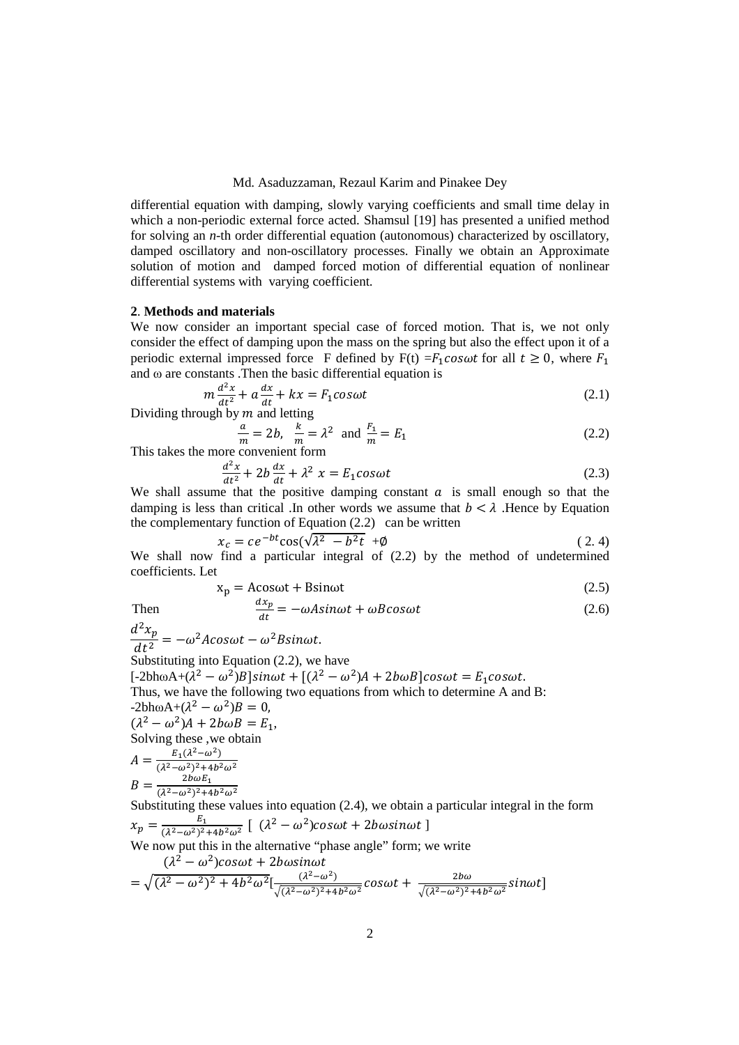differential equation with damping, slowly varying coefficients and small time delay in which a non-periodic external force acted. Shamsul [19] has presented a unified method for solving an *n*-th order differential equation (autonomous) characterized by oscillatory, damped oscillatory and non-oscillatory processes. Finally we obtain an Approximate solution of motion and damped forced motion of differential equation of nonlinear differential systems with varying coefficient.

## 2. Methods and materials

We now consider an important special case of forced motion. That is, we not only consider the effect of damping upon the mass on the spring but also the effect upon it of a periodic external impressed force F defined by $F(t) = F_1 cos\omega t$ for all $t \geq 0$, where $F_1$ and $\omega$ are constants .Then the basic differential equation is

$$m\frac{d^2x}{dt^2} + a\frac{dx}{dt} + kx = F_1 cos\omega t \tag{2.1}$$

Dividing through by $m$ and letting

$$\frac{a}{m} = 2b, \quad \frac{k}{m} = \lambda^2 \quad \text{and} \quad \frac{F_1}{m} = E_1 \tag{2.2}$$

This takes the more convenient form

$$\frac{d^2x}{dt^2} + 2b\frac{dx}{dt} + \lambda^2 x = E_1 cos\omega t \tag{2.3}$$

We shall assume that the positive damping constant $a$ is small enough so that the damping is less than critical .In other words we assume that $b < \lambda$ .Hence by Equation the complementary function of Equation (2.2) can be written

$$x_c = ce^{-bt}\cos(\sqrt{\lambda^2 - b^2 t} + \emptyset \tag{2.4}$$

We shall now find a particular integral of (2.2) by the method of undetermined coefficients. Let

$$x_p = A\cos\omega t + B\sin\omega t \tag{2.5}$$

Then
$$\frac{dx_p}{dt} = -\omega A sin\omega t + \omega B cos\omega t \tag{2.6}$$

$$\frac{d^2x_p}{dt^2} = -\omega^2 A cos\omega t - \omega^2 B sin\omega t.$$

Substituting into Equation (2.2), we have

$[-2bh\omega A + (\lambda^2 - \omega^2)B]sin\omega t + [(\lambda^2 - \omega^2)A + 2b\omega B]cos\omega t = E_1 cos\omega t.$

Thus, we have the following two equations from which to determine A and B:

$-2bh\omega A + (\lambda^2 - \omega^2)B = 0,$

$(\lambda^2 - \omega^2)A + 2b\omega B = E_1,$

Solving these ,we obtain

$$A = \frac{E_1(\lambda^2 - \omega^2)}{(\lambda^2 - \omega^2)^2 + 4b^2\omega^2}$$

$$B = \frac{2b\omega E_1}{(\lambda^2 - \omega^2)^2 + 4b^2\omega^2}$$

Substituting these values into equation (2.4), we obtain a particular integral in the form

$$x_p = \frac{E_1}{(\lambda^2 - \omega^2)^2 + 4b^2\omega^2}\ [\ (\lambda^2 - \omega^2)cos\omega t + 2b\omega sin\omega t\ ]$$

We now put this in the alternative "phase angle" form; we write

$$(\lambda^2 - \omega^2)cos\omega t + 2b\omega sin\omega t$$

$$= \sqrt{(\lambda^2 - \omega^2)^2 + 4b^2\omega^2}\left[\frac{(\lambda^2 - \omega^2)}{\sqrt{(\lambda^2 - \omega^2)^2 + 4b^2\omega^2}}cos\omega t + \frac{2b\omega}{\sqrt{(\lambda^2 - \omega^2)^2 + 4b^2\omega^2}}sin\omega t\right]$$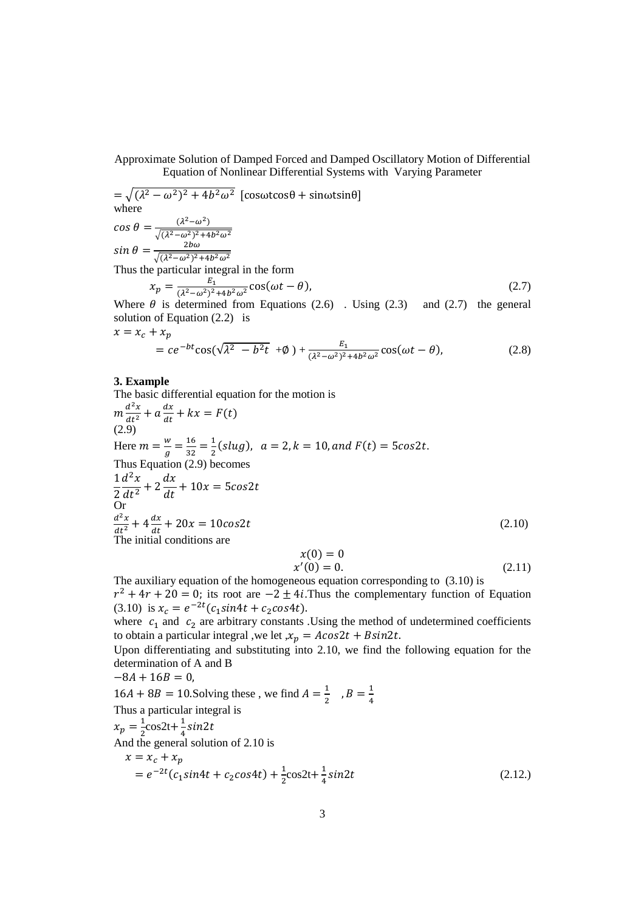$$= \sqrt{(\lambda^2 - \omega^2)^2 + 4b^2\omega^2}\ [\cos\omega t\cos\theta + \sin\omega t\sin\theta]$$

where

$$cos\,\theta = \frac{(\lambda^2-\omega^2)}{\sqrt{(\lambda^2-\omega^2)^2+4b^2\omega^2}}$$

$$sin\,\theta = \frac{2b\omega}{\sqrt{(\lambda^2-\omega^2)^2+4b^2\omega^2}}$$

Thus the particular integral in the form

$$x_p = \frac{E_1}{(\lambda^2-\omega^2)^2+4b^2\omega^2}\cos(\omega t - \theta), \tag{2.7}$$

Where $\theta$ is determined from Equations (2.6) . Using (2.3) and (2.7) the general solution of Equation (2.2) is

$$x = x_c + x_p$$

$$= ce^{-bt}\cos(\sqrt{\lambda^2 - b^2 t} + \emptyset) + \frac{E_1}{(\lambda^2-\omega^2)^2+4b^2\omega^2}\cos(\omega t - \theta), \tag{2.8}$$

## 3. Example

The basic differential equation for the motion is

$$m\frac{d^2x}{dt^2} + a\frac{dx}{dt} + kx = F(t)$$

(2.9)

Here $m = \frac{w}{g} = \frac{16}{32} = \frac{1}{2}(slug),\ \ a = 2, k = 10, and\ F(t) = 5cos2t.$

Thus Equation (2.9) becomes

$$\frac{1}{2}\frac{d^2x}{dt^2} + 2\frac{dx}{dt} + 10x = 5cos2t$$

Or

$$\frac{d^2x}{dt^2} + 4\frac{dx}{dt} + 20x = 10cos2t \tag{2.10}$$

The initial conditions are

$$x(0) = 0$$
$$x'(0) = 0. \tag{2.11}$$

The auxiliary equation of the homogeneous equation corresponding to (3.10) is $r^2 + 4r + 20 = 0$; its root are $-2 \pm 4i$.Thus the complementary function of Equation (3.10) is $x_c = e^{-2t}(c_1 sin4t + c_2 cos4t)$.

where $c_1$ and $c_2$ are arbitrary constants .Using the method of undetermined coefficients to obtain a particular integral ,we let ,$x_p = Acos2t + Bsin2t$.

Upon differentiating and substituting into 2.10, we find the following equation for the determination of A and B

$-8A + 16B = 0,$

$16A + 8B = 10$.Solving these , we find $A = \frac{1}{2}$ , $B = \frac{1}{4}$

Thus a particular integral is

$x_p = \frac{1}{2}\cos2t + \frac{1}{4}sin2t$

And the general solution of 2.10 is

$$x = x_c + x_p$$

$$= e^{-2t}(c_1 sin4t + c_2 cos4t) + \frac{1}{2}\cos2t + \frac{1}{4}sin2t \tag{2.12.}$$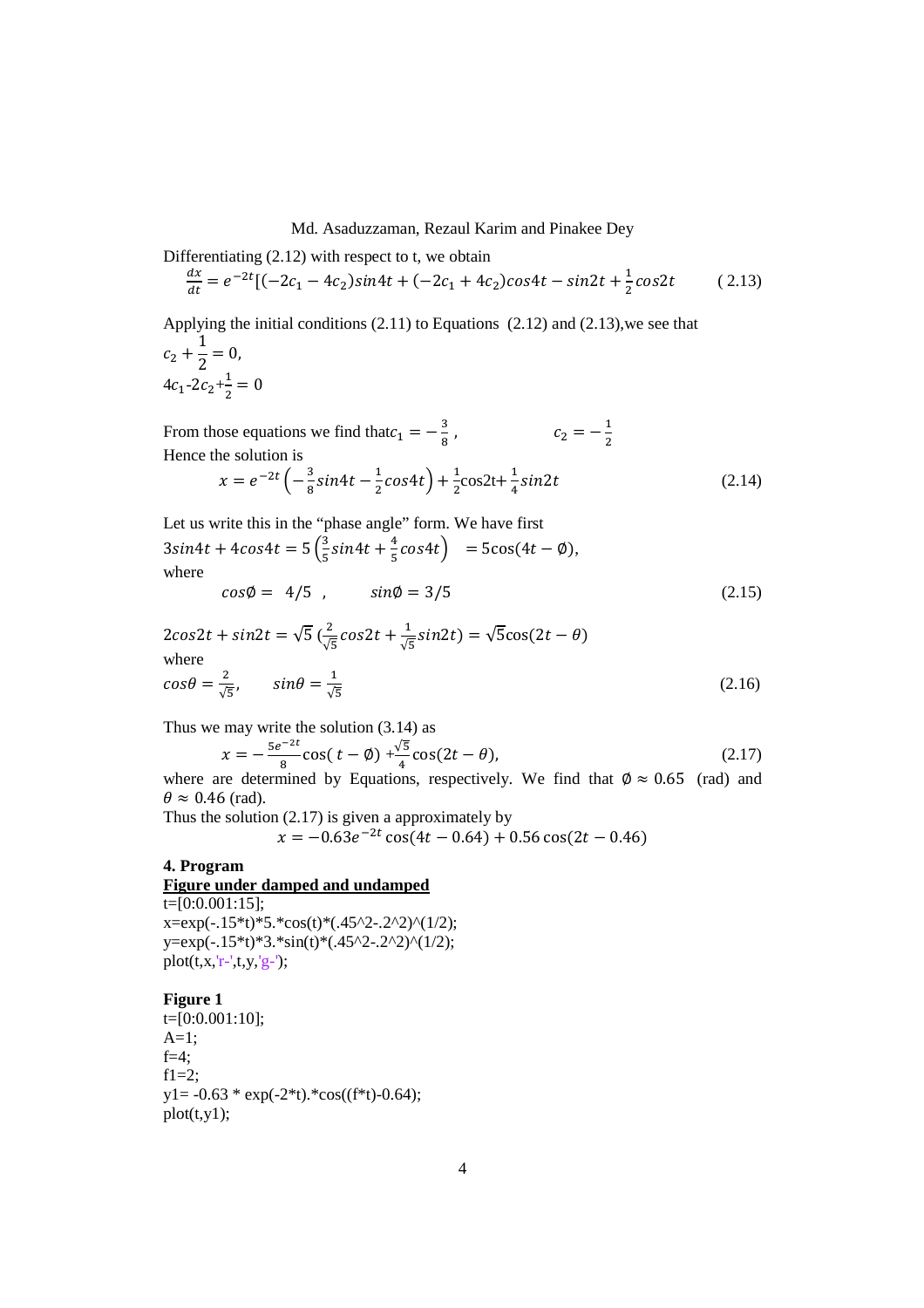Differentiating (2.12) with respect to t, we obtain

$$\frac{dx}{dt} = e^{-2t}[(-2c_1 - 4c_2)sin4t + (-2c_1 + 4c_2)cos4t - sin2t + \frac{1}{2}cos2t \qquad (2.13)$$

Applying the initial conditions (2.11) to Equations (2.12) and (2.13),we see that

$$c_2 + \frac{1}{2} = 0,$$

$$4c_1 \text{-} 2c_2 + \frac{1}{2} = 0$$

From those equations we find that $c_1 = -\frac{3}{8}$ , $c_2 = -\frac{1}{2}$

Hence the solution is

$$x = e^{-2t}\left(-\frac{3}{8}sin4t - \frac{1}{2}cos4t\right) + \frac{1}{2}\text{cos2t} + \frac{1}{4}sin2t \qquad (2.14)$$

Let us write this in the "phase angle" form. We have first

$$3sin4t + 4cos4t = 5\left(\frac{3}{5}sin4t + \frac{4}{5}cos4t\right) \quad = 5\cos(4t - \emptyset),$$

where

$$cos\emptyset = \; 4/5 \;\; , \qquad sin\emptyset = 3/5 \qquad (2.15)$$

$$2cos2t + sin2t = \sqrt{5}\,(\frac{2}{\sqrt{5}}cos2t + \frac{1}{\sqrt{5}}sin2t) = \sqrt{5}\cos(2t - \theta)$$

where

$$cos\theta = \frac{2}{\sqrt{5}}, \qquad sin\theta = \frac{1}{\sqrt{5}} \qquad (2.16)$$

Thus we may write the solution (3.14) as

$$x = -\frac{5e^{-2t}}{8}\cos(\,t - \emptyset) + \frac{\sqrt{5}}{4}\cos(2t - \theta), \qquad (2.17)$$

where are determined by Equations, respectively. We find that $\emptyset \approx 0.65$ (rad) and $\theta \approx 0.46$ (rad).

Thus the solution (2.17) is given a approximately by

$$x = -0.63e^{-2t}\cos(4t - 0.64) + 0.56\cos(2t - 0.46)$$

## 4. Program

**Figure under damped and undamped**

```
t=[0:0.001:15];
x=exp(-.15*t)*5.*cos(t)*(.45^2-.2^2)^(1/2);
y=exp(-.15*t)*3.*sin(t)*(.45^2-.2^2)^(1/2);
plot(t,x,'r-',t,y,'g-');
```

**Figure 1**

```
t=[0:0.001:10];
A=1;
f=4;
f1=2;
y1= -0.63 * exp(-2*t).*cos((f*t)-0.64);
plot(t,y1);
```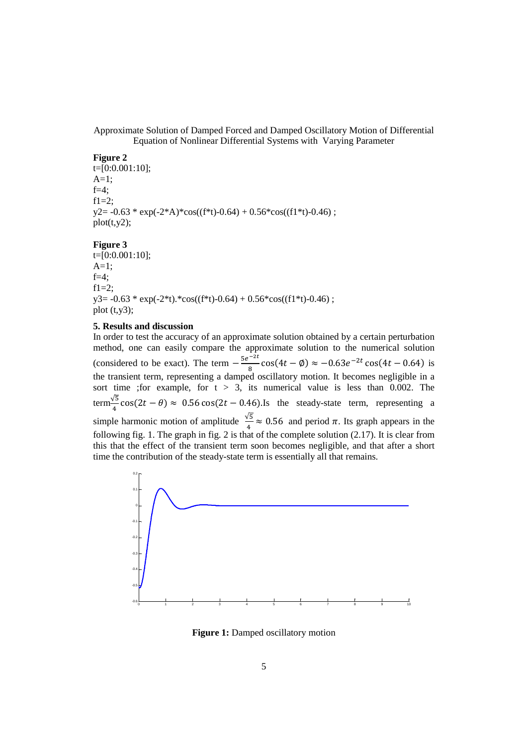**Figure 2**

```
t=[0:0.001:10];
A=1;
f=4;
f1=2;
y2= -0.63 * exp(-2*A)*cos((f*t)-0.64) + 0.56*cos((f1*t)-0.46) ;
plot(t,y2);
```

**Figure 3**

```
t=[0:0.001:10];
A=1;
f=4;
f1=2;
y3= -0.63 * exp(-2*t).*cos((f*t)-0.64) + 0.56*cos((f1*t)-0.46) ;
plot (t,y3);
```

## 5. Results and discussion

In order to test the accuracy of an approximate solution obtained by a certain perturbation method, one can easily compare the approximate solution to the numerical solution (considered to be exact). The term $-\frac{5e^{-2t}}{8}\cos(4t-\emptyset) \approx -0.63e^{-2t}\cos(4t-0.64)$ is the transient term, representing a damped oscillatory motion. It becomes negligible in a sort time ;for example, for $t > 3$, its numerical value is less than 0.002. The term $\frac{\sqrt{5}}{4}\cos(2t-\theta) \approx 0.56\cos(2t-0.46)$.Is the steady-state term, representing a simple harmonic motion of amplitude $\frac{\sqrt{5}}{4} \approx 0.56$ and period $\pi$. Its graph appears in the following fig. 1. The graph in fig. 2 is that of the complete solution (2.17). It is clear from this that the effect of the transient term soon becomes negligible, and that after a short time the contribution of the steady-state term is essentially all that remains.

**Figure 1:** Damped oscillatory motion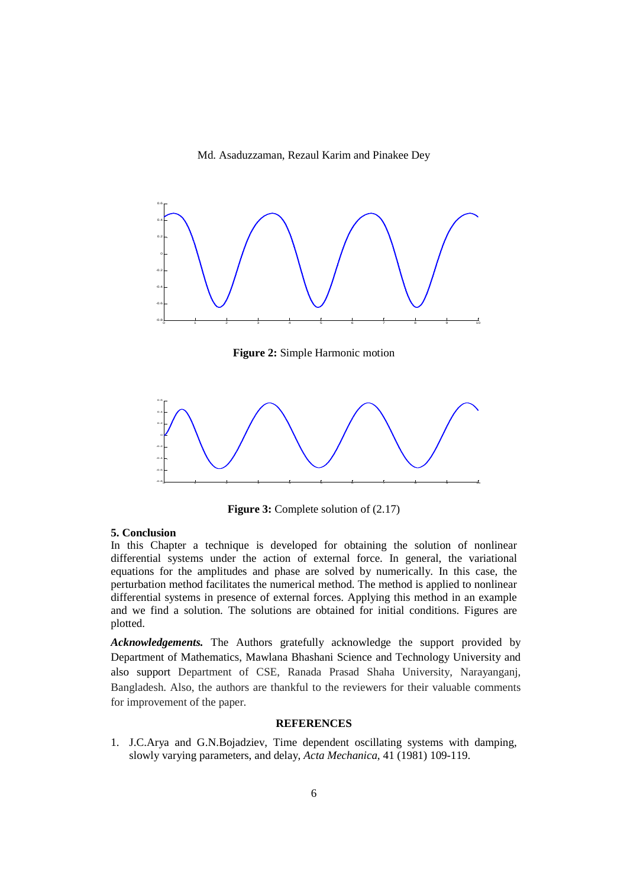**Figure 2:** Simple Harmonic motion

**Figure 3:** Complete solution of (2.17)

## 5. Conclusion

In this Chapter a technique is developed for obtaining the solution of nonlinear differential systems under the action of external force. In general, the variational equations for the amplitudes and phase are solved by numerically. In this case, the perturbation method facilitates the numerical method. The method is applied to nonlinear differential systems in presence of external forces. Applying this method in an example and we find a solution. The solutions are obtained for initial conditions. Figures are plotted.

***Acknowledgements.*** The Authors gratefully acknowledge the support provided by Department of Mathematics, Mawlana Bhashani Science and Technology University and also support Department of CSE, Ranada Prasad Shaha University, Narayanganj, Bangladesh. Also, the authors are thankful to the reviewers for their valuable comments for improvement of the paper.

## REFERENCES

1. J.C.Arya and G.N.Bojadziev, Time dependent oscillating systems with damping, slowly varying parameters, and delay, *Acta Mechanica*, 41 (1981) 109-119.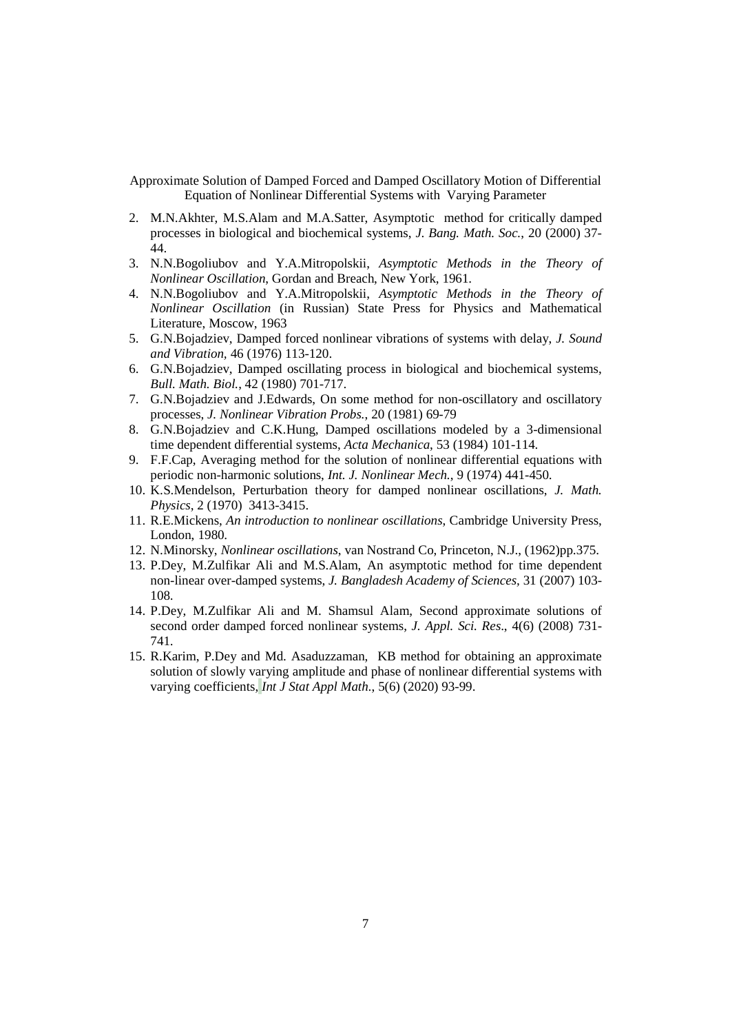2. M.N.Akhter, M.S.Alam and M.A.Satter, Asymptotic method for critically damped processes in biological and biochemical systems, *J. Bang. Math. Soc.*, 20 (2000) 37-44.
3. N.N.Bogoliubov and Y.A.Mitropolskii, *Asymptotic Methods in the Theory of Nonlinear Oscillation*, Gordan and Breach, New York, 1961.
4. N.N.Bogoliubov and Y.A.Mitropolskii, *Asymptotic Methods in the Theory of Nonlinear Oscillation* (in Russian) State Press for Physics and Mathematical Literature, Moscow, 1963
5. G.N.Bojadziev, Damped forced nonlinear vibrations of systems with delay, *J. Sound and Vibration*, 46 (1976) 113-120.
6. G.N.Bojadziev, Damped oscillating process in biological and biochemical systems, *Bull. Math. Biol.*, 42 (1980) 701-717.
7. G.N.Bojadziev and J.Edwards, On some method for non-oscillatory and oscillatory processes, *J. Nonlinear Vibration Probs.*, 20 (1981) 69-79
8. G.N.Bojadziev and C.K.Hung, Damped oscillations modeled by a 3-dimensional time dependent differential systems, *Acta Mechanica*, 53 (1984) 101-114.
9. F.F.Cap, Averaging method for the solution of nonlinear differential equations with periodic non-harmonic solutions, *Int. J. Nonlinear Mech.*, 9 (1974) 441-450.
10. K.S.Mendelson, Perturbation theory for damped nonlinear oscillations, *J. Math. Physics*, 2 (1970) 3413-3415.
11. R.E.Mickens, *An introduction to nonlinear oscillations*, Cambridge University Press, London, 1980.
12. N.Minorsky, *Nonlinear oscillations*, van Nostrand Co, Princeton, N.J., (1962)pp.375.
13. P.Dey, M.Zulfikar Ali and M.S.Alam, An asymptotic method for time dependent non-linear over-damped systems, *J. Bangladesh Academy of Sciences*, 31 (2007) 103-108.
14. P.Dey, M.Zulfikar Ali and M. Shamsul Alam, Second approximate solutions of second order damped forced nonlinear systems, *J. Appl. Sci. Res*., 4(6) (2008) 731-741.
15. R.Karim, P.Dey and Md. Asaduzzaman, KB method for obtaining an approximate solution of slowly varying amplitude and phase of nonlinear differential systems with varying coefficients, *Int J Stat Appl Math*., 5(6) (2020) 93-99.